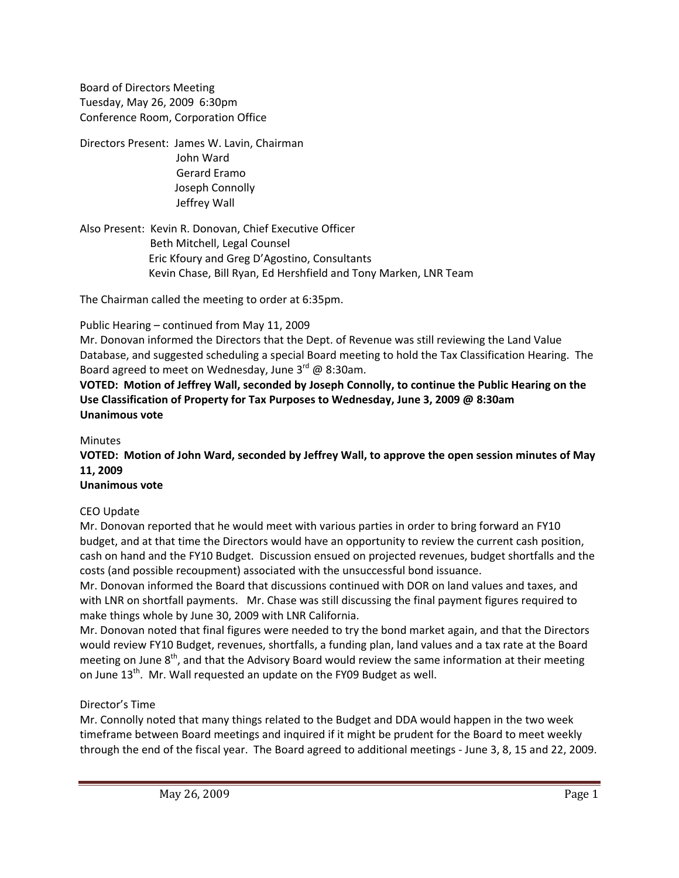Board of Directors Meeting
Tuesday, May 26, 2009 6:30pm
Conference Room, Corporation Office

Directors Present: James W. Lavin, Chairman
John Ward
Gerard Eramo
Joseph Connolly
Jeffrey Wall

Also Present: Kevin R. Donovan, Chief Executive Officer
Beth Mitchell, Legal Counsel
Eric Kfoury and Greg D'Agostino, Consultants
Kevin Chase, Bill Ryan, Ed Hershfield and Tony Marken, LNR Team

The Chairman called the meeting to order at 6:35pm.

Public Hearing – continued from May 11, 2009
Mr. Donovan informed the Directors that the Dept. of Revenue was still reviewing the Land Value Database, and suggested scheduling a special Board meeting to hold the Tax Classification Hearing. The Board agreed to meet on Wednesday, June 3rd @ 8:30am.
**VOTED: Motion of Jeffrey Wall, seconded by Joseph Connolly, to continue the Public Hearing on the Use Classification of Property for Tax Purposes to Wednesday, June 3, 2009 @ 8:30am**
**Unanimous vote**

Minutes
**VOTED: Motion of John Ward, seconded by Jeffrey Wall, to approve the open session minutes of May 11, 2009**
**Unanimous vote**

CEO Update
Mr. Donovan reported that he would meet with various parties in order to bring forward an FY10 budget, and at that time the Directors would have an opportunity to review the current cash position, cash on hand and the FY10 Budget. Discussion ensued on projected revenues, budget shortfalls and the costs (and possible recoupment) associated with the unsuccessful bond issuance.
Mr. Donovan informed the Board that discussions continued with DOR on land values and taxes, and with LNR on shortfall payments. Mr. Chase was still discussing the final payment figures required to make things whole by June 30, 2009 with LNR California.
Mr. Donovan noted that final figures were needed to try the bond market again, and that the Directors would review FY10 Budget, revenues, shortfalls, a funding plan, land values and a tax rate at the Board meeting on June 8th, and that the Advisory Board would review the same information at their meeting on June 13th. Mr. Wall requested an update on the FY09 Budget as well.

Director's Time
Mr. Connolly noted that many things related to the Budget and DDA would happen in the two week timeframe between Board meetings and inquired if it might be prudent for the Board to meet weekly through the end of the fiscal year. The Board agreed to additional meetings - June 3, 8, 15 and 22, 2009.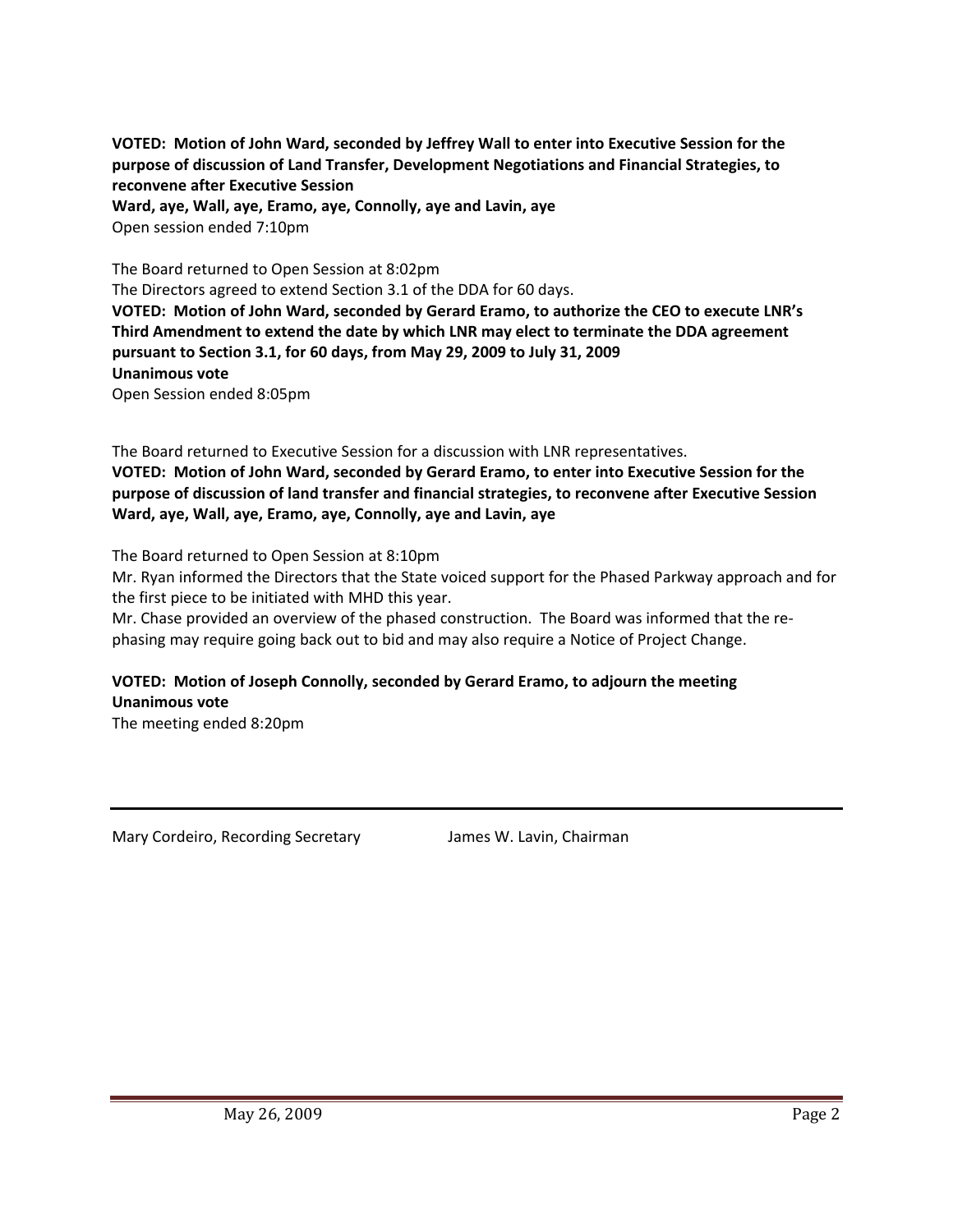**VOTED: Motion of John Ward, seconded by Jeffrey Wall to enter into Executive Session for the purpose of discussion of Land Transfer, Development Negotiations and Financial Strategies, to reconvene after Executive Session**
**Ward, aye, Wall, aye, Eramo, aye, Connolly, aye and Lavin, aye**
Open session ended 7:10pm

The Board returned to Open Session at 8:02pm
The Directors agreed to extend Section 3.1 of the DDA for 60 days.
**VOTED: Motion of John Ward, seconded by Gerard Eramo, to authorize the CEO to execute LNR's Third Amendment to extend the date by which LNR may elect to terminate the DDA agreement pursuant to Section 3.1, for 60 days, from May 29, 2009 to July 31, 2009**
**Unanimous vote**
Open Session ended 8:05pm

The Board returned to Executive Session for a discussion with LNR representatives.
**VOTED: Motion of John Ward, seconded by Gerard Eramo, to enter into Executive Session for the purpose of discussion of land transfer and financial strategies, to reconvene after Executive Session**
**Ward, aye, Wall, aye, Eramo, aye, Connolly, aye and Lavin, aye**

The Board returned to Open Session at 8:10pm
Mr. Ryan informed the Directors that the State voiced support for the Phased Parkway approach and for the first piece to be initiated with MHD this year.
Mr. Chase provided an overview of the phased construction. The Board was informed that the re-phasing may require going back out to bid and may also require a Notice of Project Change.

**VOTED: Motion of Joseph Connolly, seconded by Gerard Eramo, to adjourn the meeting**
**Unanimous vote**
The meeting ended 8:20pm

---

Mary Cordeiro, Recording Secretary James W. Lavin, Chairman